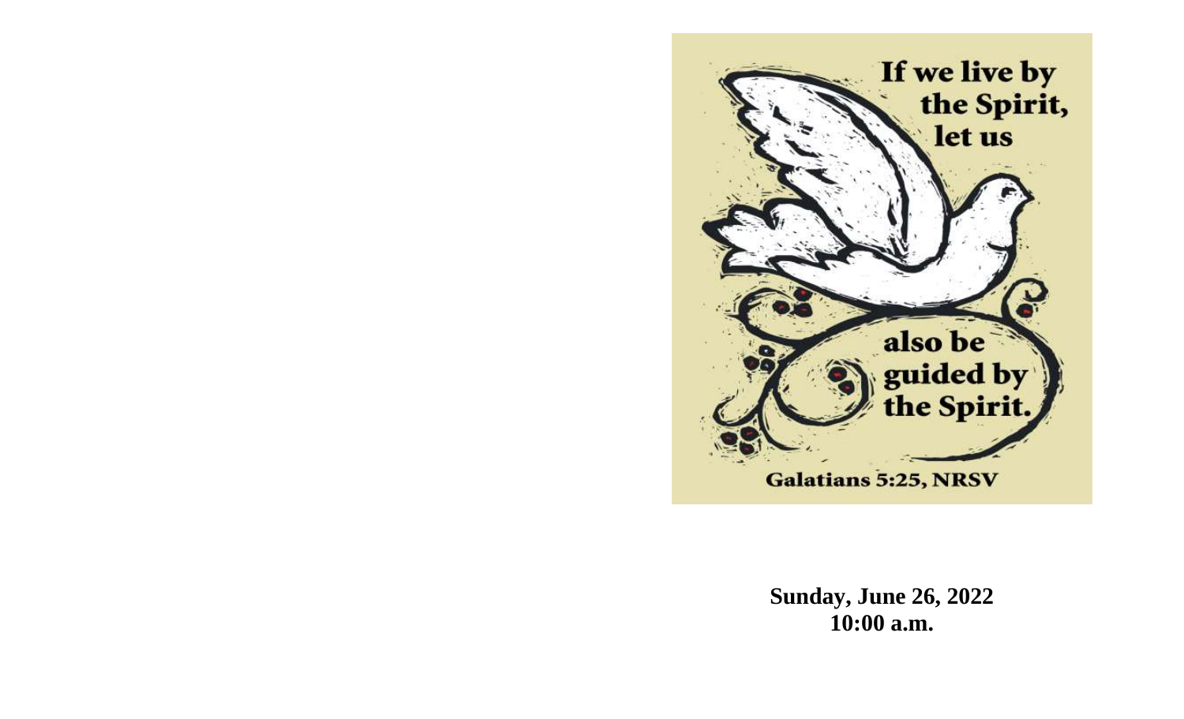If we live by the Spirit, let us also be guided by the Spirit.

Galatians 5:25, NRSV

**Sunday, June 26, 2022**
**10:00 a.m.**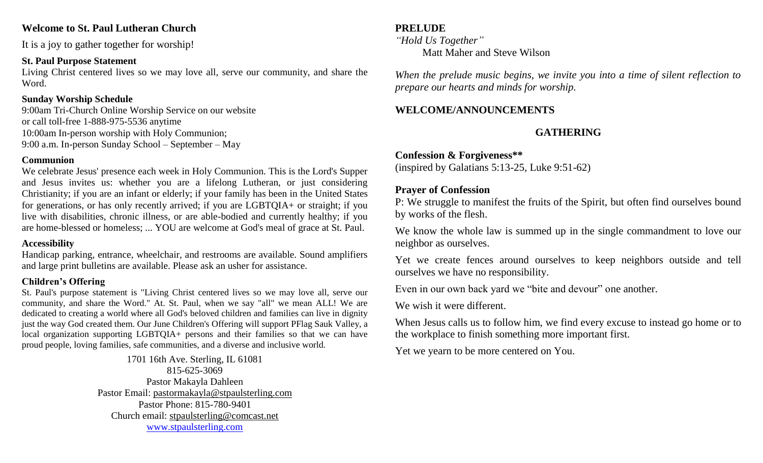## Welcome to St. Paul Lutheran Church

It is a joy to gather together for worship!

### St. Paul Purpose Statement

Living Christ centered lives so we may love all, serve our community, and share the Word.

### Sunday Worship Schedule

9:00am Tri-Church Online Worship Service on our website
or call toll-free 1-888-975-5536 anytime
10:00am In-person worship with Holy Communion;
9:00 a.m. In-person Sunday School – September – May

### Communion

We celebrate Jesus' presence each week in Holy Communion. This is the Lord's Supper and Jesus invites us: whether you are a lifelong Lutheran, or just considering Christianity; if you are an infant or elderly; if your family has been in the United States for generations, or has only recently arrived; if you are LGBTQIA+ or straight; if you live with disabilities, chronic illness, or are able-bodied and currently healthy; if you are home-blessed or homeless; ... YOU are welcome at God's meal of grace at St. Paul.

### Accessibility

Handicap parking, entrance, wheelchair, and restrooms are available. Sound amplifiers and large print bulletins are available. Please ask an usher for assistance.

### Children's Offering

St. Paul's purpose statement is "Living Christ centered lives so we may love all, serve our community, and share the Word." At. St. Paul, when we say "all" we mean ALL! We are dedicated to creating a world where all God's beloved children and families can live in dignity just the way God created them. Our June Children's Offering will support PFlag Sauk Valley, a local organization supporting LGBTQIA+ persons and their families so that we can have proud people, loving families, safe communities, and a diverse and inclusive world.

1701 16th Ave. Sterling, IL 61081
815-625-3069
Pastor Makayla Dahleen
Pastor Email: pastormakayla@stpaulsterling.com
Pastor Phone: 815-780-9401
Church email: stpaulsterling@comcast.net
www.stpaulsterling.com

**PRELUDE**
*"Hold Us Together"*
Matt Maher and Steve Wilson

*When the prelude music begins, we invite you into a time of silent reflection to prepare our hearts and minds for worship.*

**WELCOME/ANNOUNCEMENTS**

## GATHERING

**Confession & Forgiveness\*\***
(inspired by Galatians 5:13-25, Luke 9:51-62)

**Prayer of Confession**

P: We struggle to manifest the fruits of the Spirit, but often find ourselves bound by works of the flesh.

We know the whole law is summed up in the single commandment to love our neighbor as ourselves.

Yet we create fences around ourselves to keep neighbors outside and tell ourselves we have no responsibility.

Even in our own back yard we "bite and devour" one another.

We wish it were different.

When Jesus calls us to follow him, we find every excuse to instead go home or to the workplace to finish something more important first.

Yet we yearn to be more centered on You.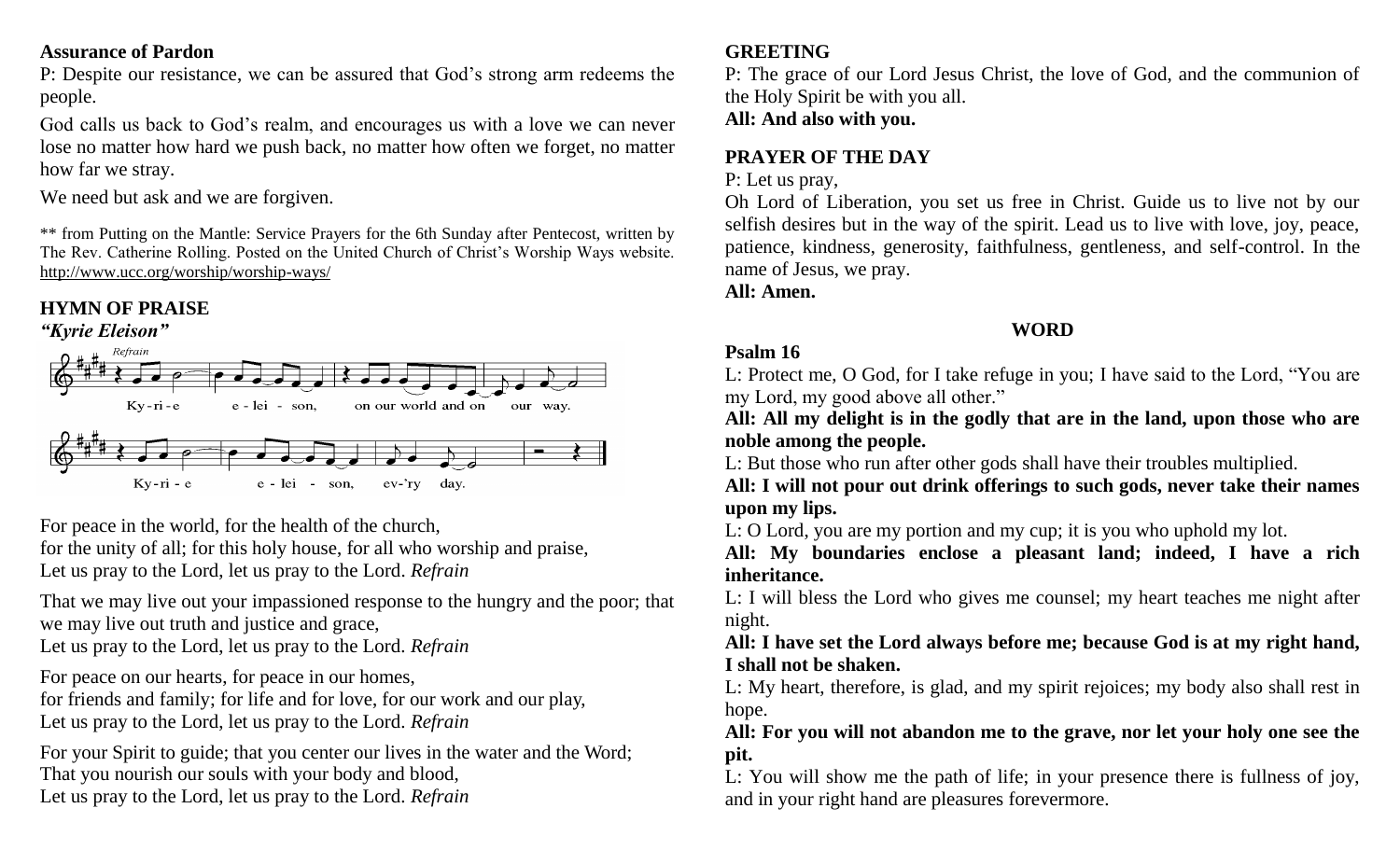**Assurance of Pardon**

P: Despite our resistance, we can be assured that God's strong arm redeems the people.

God calls us back to God's realm, and encourages us with a love we can never lose no matter how hard we push back, no matter how often we forget, no matter how far we stray.

We need but ask and we are forgiven.

** from Putting on the Mantle: Service Prayers for the 6th Sunday after Pentecost, written by The Rev. Catherine Rolling. Posted on the United Church of Christ's Worship Ways website. http://www.ucc.org/worship/worship-ways/

**HYMN OF PRAISE**

***"Kyrie Eleison"***

Refrain

Ky-ri-e e-lei-son, on our world and on our way.

Ky-ri-e e-lei-son, ev-'ry day.

For peace in the world, for the health of the church,
for the unity of all; for this holy house, for all who worship and praise,
Let us pray to the Lord, let us pray to the Lord. *Refrain*

That we may live out your impassioned response to the hungry and the poor; that we may live out truth and justice and grace,
Let us pray to the Lord, let us pray to the Lord. *Refrain*

For peace on our hearts, for peace in our homes,
for friends and family; for life and for love, for our work and our play,
Let us pray to the Lord, let us pray to the Lord. *Refrain*

For your Spirit to guide; that you center our lives in the water and the Word;
That you nourish our souls with your body and blood,
Let us pray to the Lord, let us pray to the Lord. *Refrain*

**GREETING**

P: The grace of our Lord Jesus Christ, the love of God, and the communion of the Holy Spirit be with you all.

**All: And also with you.**

**PRAYER OF THE DAY**

P: Let us pray,

Oh Lord of Liberation, you set us free in Christ. Guide us to live not by our selfish desires but in the way of the spirit. Lead us to live with love, joy, peace, patience, kindness, generosity, faithfulness, gentleness, and self-control. In the name of Jesus, we pray.

**All: Amen.**

**WORD**

**Psalm 16**

L: Protect me, O God, for I take refuge in you; I have said to the Lord, "You are my Lord, my good above all other."

**All: All my delight is in the godly that are in the land, upon those who are noble among the people.**

L: But those who run after other gods shall have their troubles multiplied.

**All: I will not pour out drink offerings to such gods, never take their names upon my lips.**

L: O Lord, you are my portion and my cup; it is you who uphold my lot.

**All: My boundaries enclose a pleasant land; indeed, I have a rich inheritance.**

L: I will bless the Lord who gives me counsel; my heart teaches me night after night.

**All: I have set the Lord always before me; because God is at my right hand, I shall not be shaken.**

L: My heart, therefore, is glad, and my spirit rejoices; my body also shall rest in hope.

**All: For you will not abandon me to the grave, nor let your holy one see the pit.**

L: You will show me the path of life; in your presence there is fullness of joy, and in your right hand are pleasures forevermore.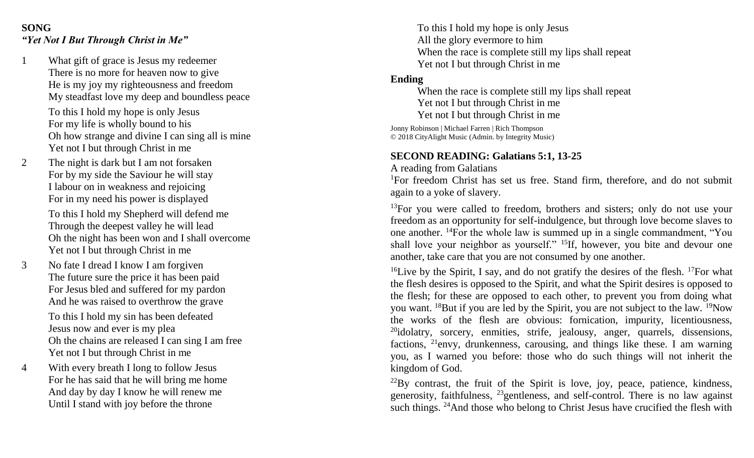**SONG**
***"Yet Not I But Through Christ in Me"***

1 What gift of grace is Jesus my redeemer
There is no more for heaven now to give
He is my joy my righteousness and freedom
My steadfast love my deep and boundless peace

To this I hold my hope is only Jesus
For my life is wholly bound to his
Oh how strange and divine I can sing all is mine
Yet not I but through Christ in me

2 The night is dark but I am not forsaken
For by my side the Saviour he will stay
I labour on in weakness and rejoicing
For in my need his power is displayed

To this I hold my Shepherd will defend me
Through the deepest valley he will lead
Oh the night has been won and I shall overcome
Yet not I but through Christ in me

3 No fate I dread I know I am forgiven
The future sure the price it has been paid
For Jesus bled and suffered for my pardon
And he was raised to overthrow the grave

To this I hold my sin has been defeated
Jesus now and ever is my plea
Oh the chains are released I can sing I am free
Yet not I but through Christ in me

4 With every breath I long to follow Jesus
For he has said that he will bring me home
And day by day I know he will renew me
Until I stand with joy before the throne

To this I hold my hope is only Jesus
All the glory evermore to him
When the race is complete still my lips shall repeat
Yet not I but through Christ in me

**Ending**

When the race is complete still my lips shall repeat
Yet not I but through Christ in me
Yet not I but through Christ in me

Jonny Robinson | Michael Farren | Rich Thompson
© 2018 CityAlight Music (Admin. by Integrity Music)

**SECOND READING: Galatians 5:1, 13-25**

A reading from Galatians

[1]For freedom Christ has set us free. Stand firm, therefore, and do not submit again to a yoke of slavery.

[13]For you were called to freedom, brothers and sisters; only do not use your freedom as an opportunity for self-indulgence, but through love become slaves to one another. [14]For the whole law is summed up in a single commandment, "You shall love your neighbor as yourself." [15]If, however, you bite and devour one another, take care that you are not consumed by one another.

[16]Live by the Spirit, I say, and do not gratify the desires of the flesh. [17]For what the flesh desires is opposed to the Spirit, and what the Spirit desires is opposed to the flesh; for these are opposed to each other, to prevent you from doing what you want. [18]But if you are led by the Spirit, you are not subject to the law. [19]Now the works of the flesh are obvious: fornication, impurity, licentiousness, [20]idolatry, sorcery, enmities, strife, jealousy, anger, quarrels, dissensions, factions, [21]envy, drunkenness, carousing, and things like these. I am warning you, as I warned you before: those who do such things will not inherit the kingdom of God.

[22]By contrast, the fruit of the Spirit is love, joy, peace, patience, kindness, generosity, faithfulness, [23]gentleness, and self-control. There is no law against such things. [24]And those who belong to Christ Jesus have crucified the flesh with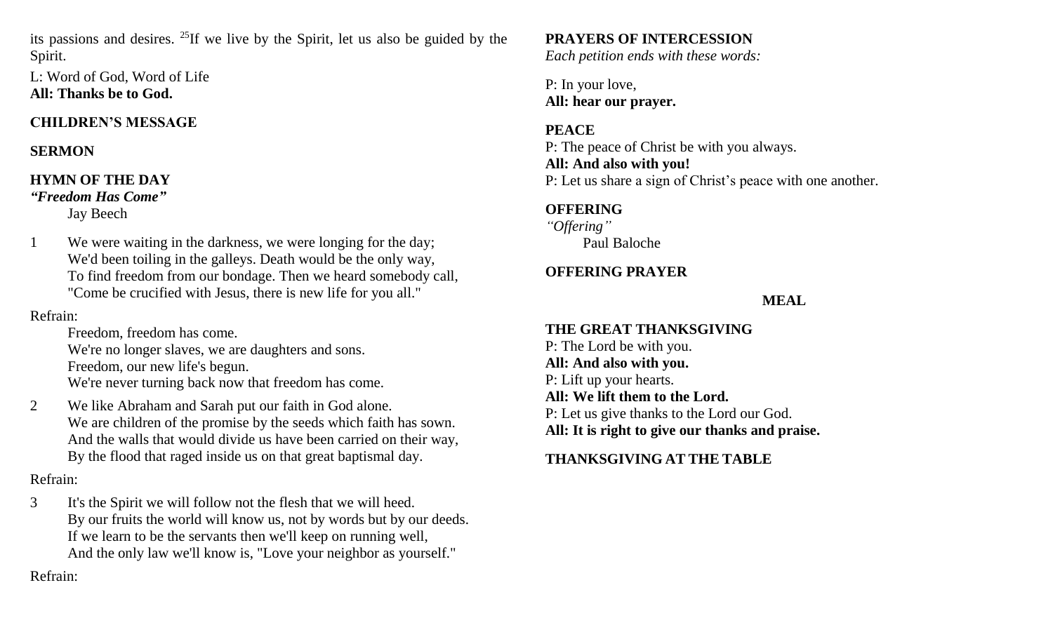its passions and desires. [25]If we live by the Spirit, let us also be guided by the Spirit.

L: Word of God, Word of Life
**All: Thanks be to God.**

**CHILDREN'S MESSAGE**

**SERMON**

**HYMN OF THE DAY**
***"Freedom Has Come"***
Jay Beech

1 We were waiting in the darkness, we were longing for the day;
We'd been toiling in the galleys. Death would be the only way,
To find freedom from our bondage. Then we heard somebody call,
"Come be crucified with Jesus, there is new life for you all."

Refrain:
Freedom, freedom has come.
We're no longer slaves, we are daughters and sons.
Freedom, our new life's begun.
We're never turning back now that freedom has come.

2 We like Abraham and Sarah put our faith in God alone.
We are children of the promise by the seeds which faith has sown.
And the walls that would divide us have been carried on their way,
By the flood that raged inside us on that great baptismal day.

Refrain:

3 It's the Spirit we will follow not the flesh that we will heed.
By our fruits the world will know us, not by words but by our deeds.
If we learn to be the servants then we'll keep on running well,
And the only law we'll know is, "Love your neighbor as yourself."

Refrain:

**PRAYERS OF INTERCESSION**
*Each petition ends with these words:*

P: In your love,
**All: hear our prayer.**

**PEACE**
P: The peace of Christ be with you always.
**All: And also with you!**
P: Let us share a sign of Christ's peace with one another.

**OFFERING**
*"Offering"*
Paul Baloche

**OFFERING PRAYER**

**MEAL**

**THE GREAT THANKSGIVING**
P: The Lord be with you.
**All: And also with you.**
P: Lift up your hearts.
**All: We lift them to the Lord.**
P: Let us give thanks to the Lord our God.
**All: It is right to give our thanks and praise.**

**THANKSGIVING AT THE TABLE**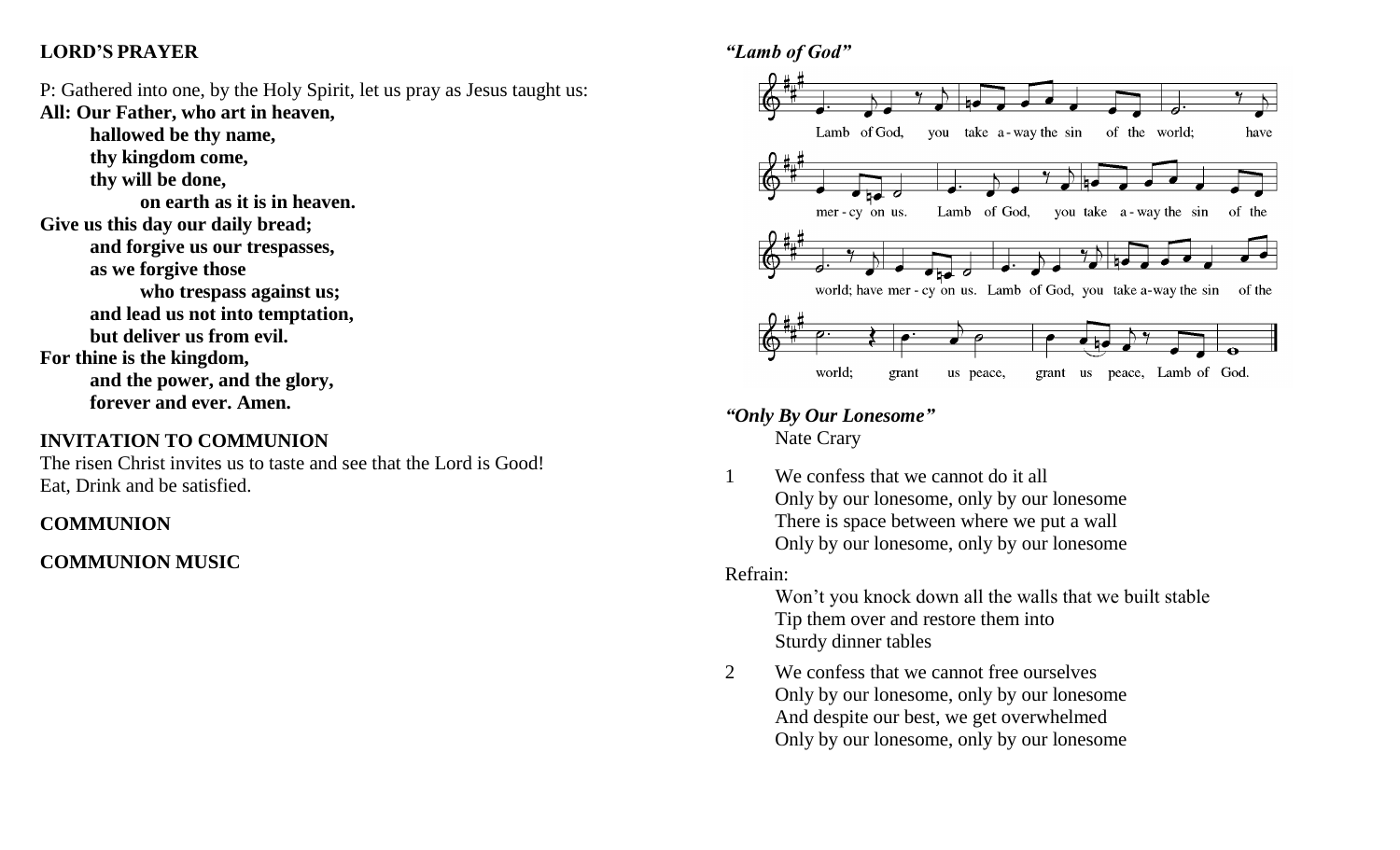**LORD'S PRAYER**

P: Gathered into one, by the Holy Spirit, let us pray as Jesus taught us:
**All: Our Father, who art in heaven,**
**hallowed be thy name,**
**thy kingdom come,**
**thy will be done,**
**on earth as it is in heaven.**
**Give us this day our daily bread;**
**and forgive us our trespasses,**
**as we forgive those**
**who trespass against us;**
**and lead us not into temptation,**
**but deliver us from evil.**
**For thine is the kingdom,**
**and the power, and the glory,**
**forever and ever. Amen.**

**INVITATION TO COMMUNION**
The risen Christ invites us to taste and see that the Lord is Good!
Eat, Drink and be satisfied.

**COMMUNION**

**COMMUNION MUSIC**

***"Lamb of God"***

Lamb of God, you take a-way the sin of the world; have mer-cy on us. Lamb of God, you take a-way the sin of the world; have mer-cy on us. Lamb of God, you take a-way the sin of the world; grant us peace, grant us peace, Lamb of God.

***"Only By Our Lonesome"***
Nate Crary

1 We confess that we cannot do it all
Only by our lonesome, only by our lonesome
There is space between where we put a wall
Only by our lonesome, only by our lonesome

Refrain:
Won't you knock down all the walls that we built stable
Tip them over and restore them into
Sturdy dinner tables

2 We confess that we cannot free ourselves
Only by our lonesome, only by our lonesome
And despite our best, we get overwhelmed
Only by our lonesome, only by our lonesome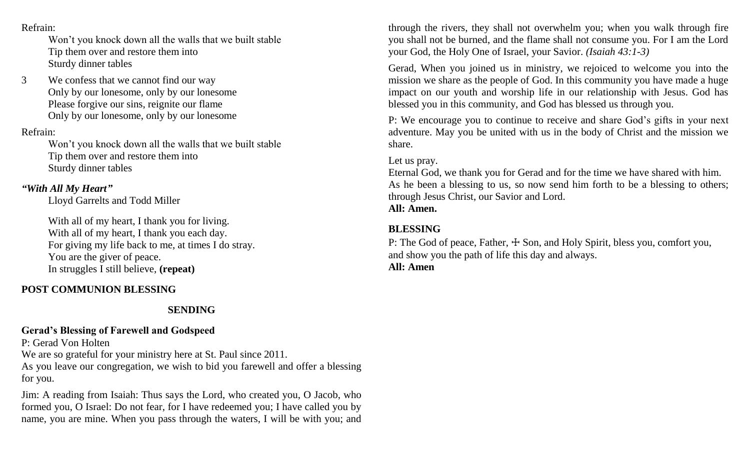Refrain:

Won't you knock down all the walls that we built stable
Tip them over and restore them into
Sturdy dinner tables

3 We confess that we cannot find our way
Only by our lonesome, only by our lonesome
Please forgive our sins, reignite our flame
Only by our lonesome, only by our lonesome

Refrain:

Won't you knock down all the walls that we built stable
Tip them over and restore them into
Sturdy dinner tables

***"With All My Heart"***

Lloyd Garrelts and Todd Miller

With all of my heart, I thank you for living.
With all of my heart, I thank you each day.
For giving my life back to me, at times I do stray.
You are the giver of peace.
In struggles I still believe, **(repeat)**

**POST COMMUNION BLESSING**

## SENDING

**Gerad's Blessing of Farewell and Godspeed**

P: Gerad Von Holten
We are so grateful for your ministry here at St. Paul since 2011.
As you leave our congregation, we wish to bid you farewell and offer a blessing for you.

Jim: A reading from Isaiah: Thus says the Lord, who created you, O Jacob, who formed you, O Israel: Do not fear, for I have redeemed you; I have called you by name, you are mine. When you pass through the waters, I will be with you; and through the rivers, they shall not overwhelm you; when you walk through fire you shall not be burned, and the flame shall not consume you. For I am the Lord your God, the Holy One of Israel, your Savior. *(Isaiah 43:1-3)*

Gerad, When you joined us in ministry, we rejoiced to welcome you into the mission we share as the people of God. In this community you have made a huge impact on our youth and worship life in our relationship with Jesus. God has blessed you in this community, and God has blessed us through you.

P: We encourage you to continue to receive and share God's gifts in your next adventure. May you be united with us in the body of Christ and the mission we share.

Let us pray.
Eternal God, we thank you for Gerad and for the time we have shared with him.
As he been a blessing to us, so now send him forth to be a blessing to others; through Jesus Christ, our Savior and Lord.
**All: Amen.**

**BLESSING**

P: The God of peace, Father, ☩ Son, and Holy Spirit, bless you, comfort you, and show you the path of life this day and always.
**All: Amen**